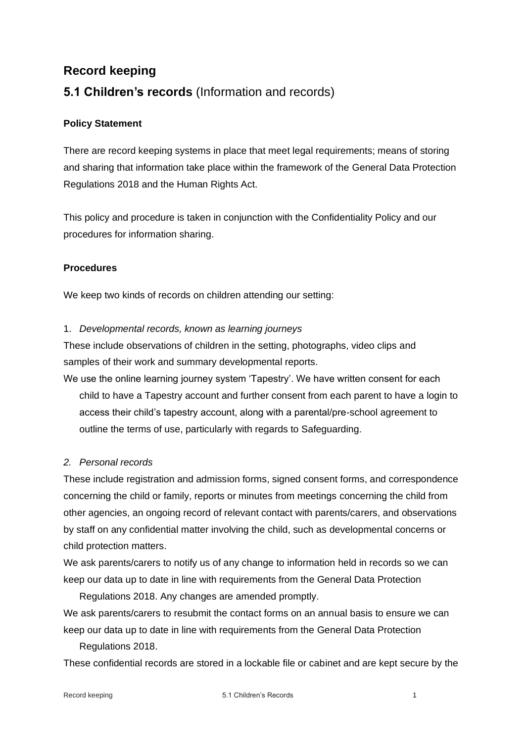## Record keeping

## **5.1 Children's records** (Information and records)

### Policy Statement

There are record keeping systems in place that meet legal requirements; means of storing and sharing that information take place within the framework of the General Data Protection Regulations 2018 and the Human Rights Act.

This policy and procedure is taken in conjunction with the Confidentiality Policy and our procedures for information sharing.

### Procedures

We keep two kinds of records on children attending our setting:

1. *Developmental records, known as learning journeys*

These include observations of children in the setting, photographs, video clips and samples of their work and summary developmental reports.

We use the online learning journey system 'Tapestry'. We have written consent for each child to have a Tapestry account and further consent from each parent to have a login to access their child's tapestry account, along with a parental/pre-school agreement to outline the terms of use, particularly with regards to Safeguarding.

2. *Personal records*

These include registration and admission forms, signed consent forms, and correspondence concerning the child or family, reports or minutes from meetings concerning the child from other agencies, an ongoing record of relevant contact with parents/carers, and observations by staff on any confidential matter involving the child, such as developmental concerns or child protection matters.

We ask parents/carers to notify us of any change to information held in records so we can keep our data up to date in line with requirements from the General Data Protection Regulations 2018. Any changes are amended promptly.

We ask parents/carers to resubmit the contact forms on an annual basis to ensure we can keep our data up to date in line with requirements from the General Data Protection Regulations 2018.

These confidential records are stored in a lockable file or cabinet and are kept secure by the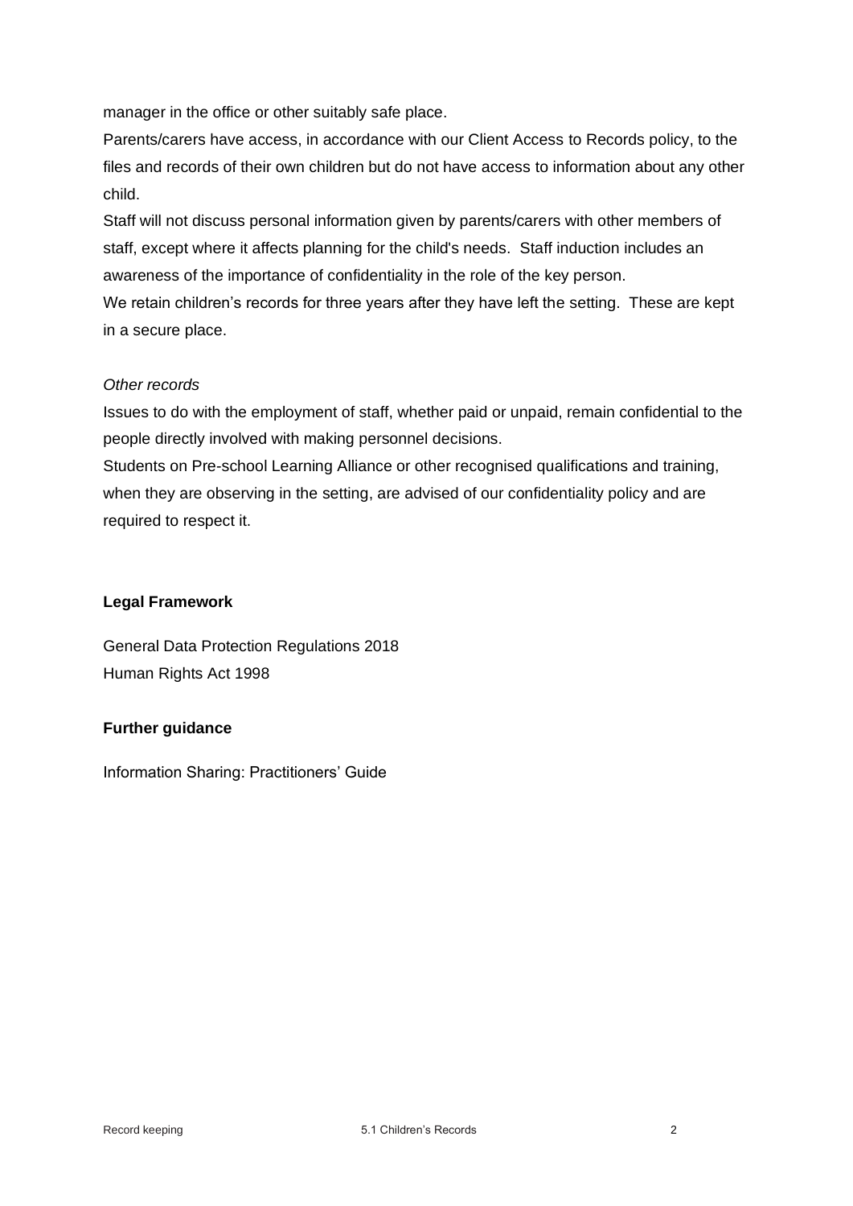manager in the office or other suitably safe place.

Parents/carers have access, in accordance with our Client Access to Records policy, to the files and records of their own children but do not have access to information about any other child.

Staff will not discuss personal information given by parents/carers with other members of staff, except where it affects planning for the child's needs. Staff induction includes an awareness of the importance of confidentiality in the role of the key person.

We retain children's records for three years after they have left the setting. These are kept in a secure place.

*Other records*

Issues to do with the employment of staff, whether paid or unpaid, remain confidential to the people directly involved with making personnel decisions.

Students on Pre-school Learning Alliance or other recognised qualifications and training, when they are observing in the setting, are advised of our confidentiality policy and are required to respect it.

**Legal Framework**

General Data Protection Regulations 2018

Human Rights Act 1998

**Further guidance**

Information Sharing: Practitioners' Guide